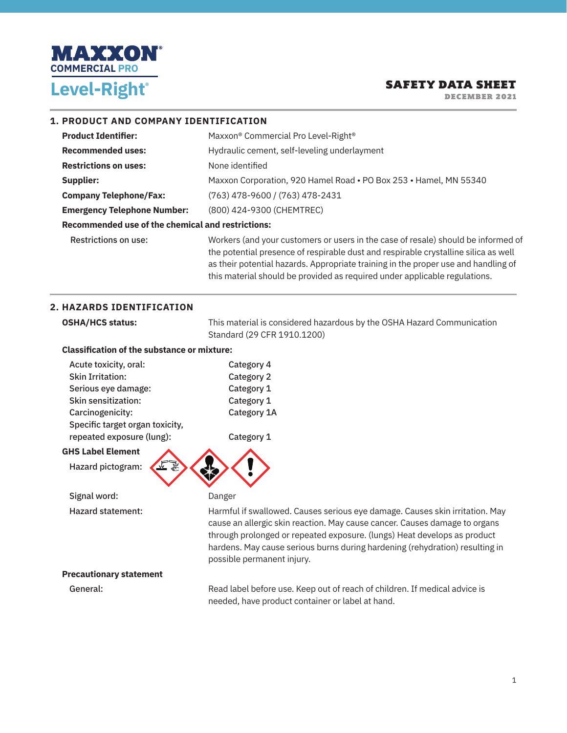# MAXXON® COMMERCIAL PRO

# Level-Right®

## SAFETY DATA SHEET

DECEMBER 2021

## 1. PRODUCT AND COMPANY IDENTIFICATION

| | |
|---|---|
| **Product Identifier:** | Maxxon® Commercial Pro Level-Right® |
| **Recommended uses:** | Hydraulic cement, self-leveling underlayment |
| **Restrictions on uses:** | None identified |
| **Supplier:** | Maxxon Corporation, 920 Hamel Road • PO Box 253 • Hamel, MN 55340 |
| **Company Telephone/Fax:** | (763) 478-9600 / (763) 478-2431 |
| **Emergency Telephone Number:** | (800) 424-9300 (CHEMTREC) |

**Recommended use of the chemical and restrictions:**

Restrictions on use: Workers (and your customers or users in the case of resale) should be informed of the potential presence of respirable dust and respirable crystalline silica as well as their potential hazards. Appropriate training in the proper use and handling of this material should be provided as required under applicable regulations.

## 2. HAZARDS IDENTIFICATION

**OSHA/HCS status:** This material is considered hazardous by the OSHA Hazard Communication Standard (29 CFR 1910.1200)

**Classification of the substance or mixture:**

| | |
|---|---|
| Acute toxicity, oral: | Category 4 |
| Skin Irritation: | Category 2 |
| Serious eye damage: | Category 1 |
| Skin sensitization: | Category 1 |
| Carcinogenicity: | Category 1A |
| Specific target organ toxicity, repeated exposure (lung): | Category 1 |

**GHS Label Element**

Hazard pictogram:

Signal word: Danger

Hazard statement: Harmful if swallowed. Causes serious eye damage. Causes skin irritation. May cause an allergic skin reaction. May cause cancer. Causes damage to organs through prolonged or repeated exposure. (lungs) Heat develops as product hardens. May cause serious burns during hardening (rehydration) resulting in possible permanent injury.

**Precautionary statement**

General: Read label before use. Keep out of reach of children. If medical advice is needed, have product container or label at hand.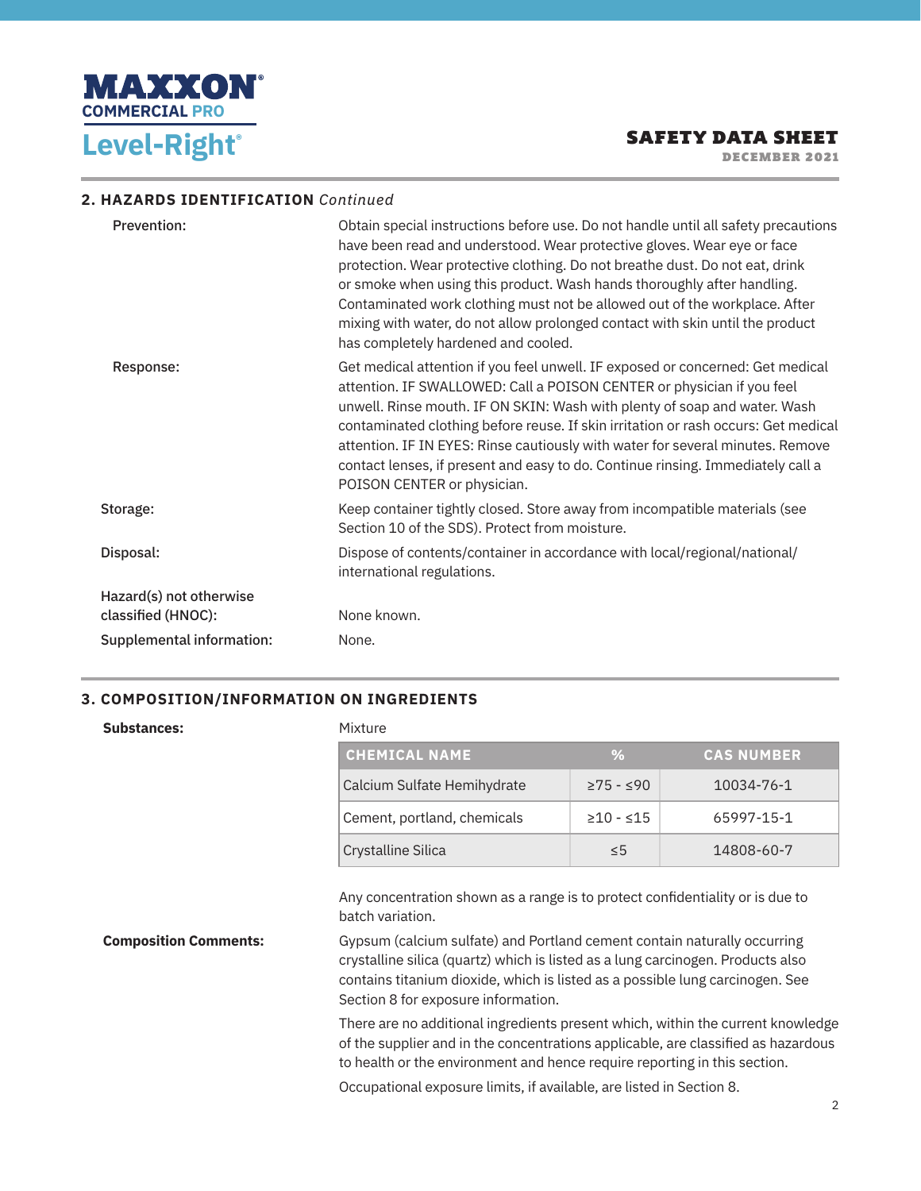## 2. HAZARDS IDENTIFICATION *Continued*

**Prevention:** Obtain special instructions before use. Do not handle until all safety precautions have been read and understood. Wear protective gloves. Wear eye or face protection. Wear protective clothing. Do not breathe dust. Do not eat, drink or smoke when using this product. Wash hands thoroughly after handling. Contaminated work clothing must not be allowed out of the workplace. After mixing with water, do not allow prolonged contact with skin until the product has completely hardened and cooled.

**Response:** Get medical attention if you feel unwell. IF exposed or concerned: Get medical attention. IF SWALLOWED: Call a POISON CENTER or physician if you feel unwell. Rinse mouth. IF ON SKIN: Wash with plenty of soap and water. Wash contaminated clothing before reuse. If skin irritation or rash occurs: Get medical attention. IF IN EYES: Rinse cautiously with water for several minutes. Remove contact lenses, if present and easy to do. Continue rinsing. Immediately call a POISON CENTER or physician.

**Storage:** Keep container tightly closed. Store away from incompatible materials (see Section 10 of the SDS). Protect from moisture.

**Disposal:** Dispose of contents/container in accordance with local/regional/national/international regulations.

**Hazard(s) not otherwise classified (HNOC):** None known.

**Supplemental information:** None.

## 3. COMPOSITION/INFORMATION ON INGREDIENTS

**Substances:** Mixture

| CHEMICAL NAME | % | CAS NUMBER |
|---|---|---|
| Calcium Sulfate Hemihydrate | ≥75 - ≤90 | 10034-76-1 |
| Cement, portland, chemicals | ≥10 - ≤15 | 65997-15-1 |
| Crystalline Silica | ≤5 | 14808-60-7 |

Any concentration shown as a range is to protect confidentiality or is due to batch variation.

**Composition Comments:** Gypsum (calcium sulfate) and Portland cement contain naturally occurring crystalline silica (quartz) which is listed as a lung carcinogen. Products also contains titanium dioxide, which is listed as a possible lung carcinogen. See Section 8 for exposure information.

There are no additional ingredients present which, within the current knowledge of the supplier and in the concentrations applicable, are classified as hazardous to health or the environment and hence require reporting in this section.

Occupational exposure limits, if available, are listed in Section 8.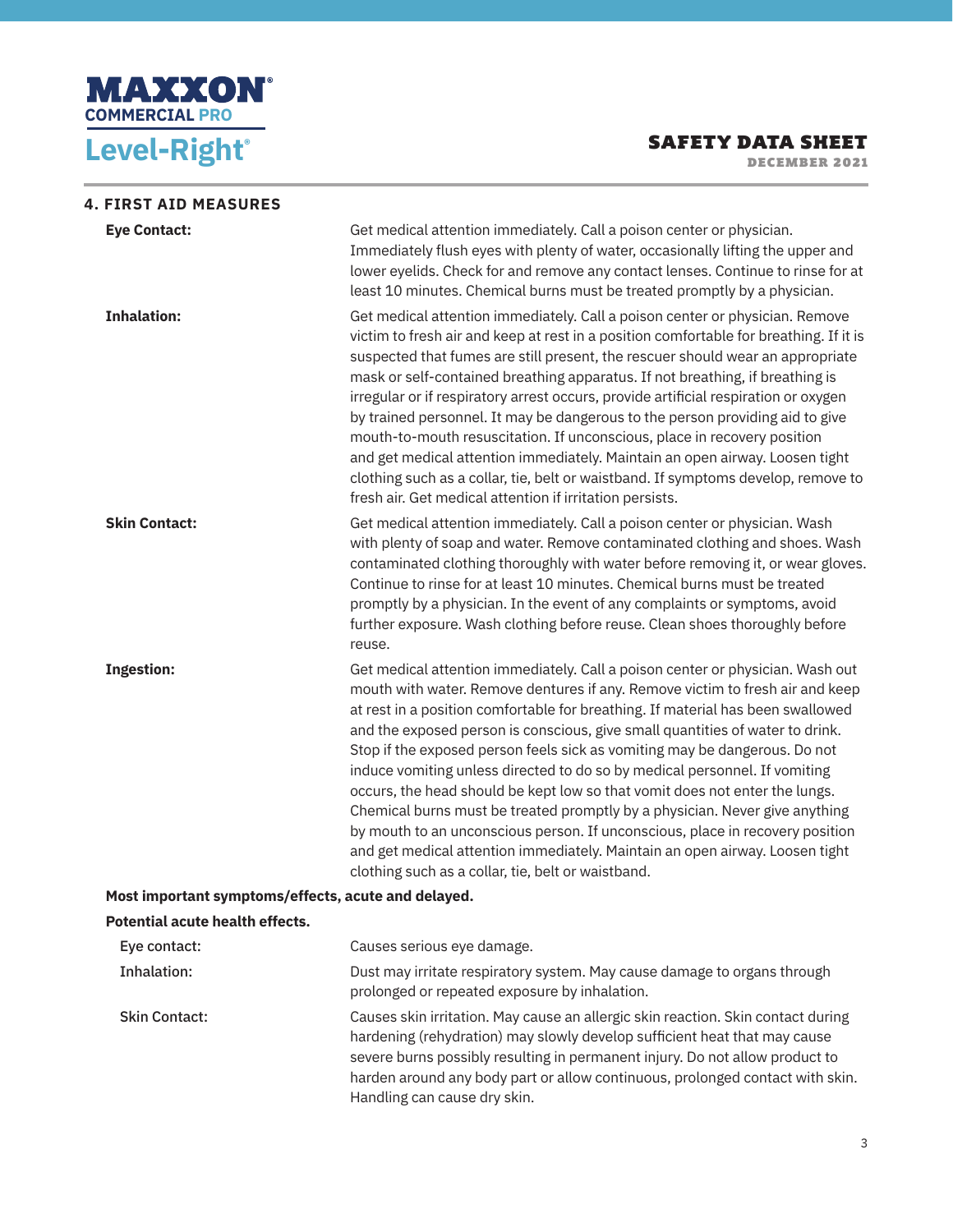## 4. FIRST AID MEASURES

**Eye Contact:** Get medical attention immediately. Call a poison center or physician. Immediately flush eyes with plenty of water, occasionally lifting the upper and lower eyelids. Check for and remove any contact lenses. Continue to rinse for at least 10 minutes. Chemical burns must be treated promptly by a physician.

**Inhalation:** Get medical attention immediately. Call a poison center or physician. Remove victim to fresh air and keep at rest in a position comfortable for breathing. If it is suspected that fumes are still present, the rescuer should wear an appropriate mask or self-contained breathing apparatus. If not breathing, if breathing is irregular or if respiratory arrest occurs, provide artificial respiration or oxygen by trained personnel. It may be dangerous to the person providing aid to give mouth-to-mouth resuscitation. If unconscious, place in recovery position and get medical attention immediately. Maintain an open airway. Loosen tight clothing such as a collar, tie, belt or waistband. If symptoms develop, remove to fresh air. Get medical attention if irritation persists.

**Skin Contact:** Get medical attention immediately. Call a poison center or physician. Wash with plenty of soap and water. Remove contaminated clothing and shoes. Wash contaminated clothing thoroughly with water before removing it, or wear gloves. Continue to rinse for at least 10 minutes. Chemical burns must be treated promptly by a physician. In the event of any complaints or symptoms, avoid further exposure. Wash clothing before reuse. Clean shoes thoroughly before reuse.

**Ingestion:** Get medical attention immediately. Call a poison center or physician. Wash out mouth with water. Remove dentures if any. Remove victim to fresh air and keep at rest in a position comfortable for breathing. If material has been swallowed and the exposed person is conscious, give small quantities of water to drink. Stop if the exposed person feels sick as vomiting may be dangerous. Do not induce vomiting unless directed to do so by medical personnel. If vomiting occurs, the head should be kept low so that vomit does not enter the lungs. Chemical burns must be treated promptly by a physician. Never give anything by mouth to an unconscious person. If unconscious, place in recovery position and get medical attention immediately. Maintain an open airway. Loosen tight clothing such as a collar, tie, belt or waistband.

**Most important symptoms/effects, acute and delayed.**

**Potential acute health effects.**

Eye contact: Causes serious eye damage.

Inhalation: Dust may irritate respiratory system. May cause damage to organs through prolonged or repeated exposure by inhalation.

Skin Contact: Causes skin irritation. May cause an allergic skin reaction. Skin contact during hardening (rehydration) may slowly develop sufficient heat that may cause severe burns possibly resulting in permanent injury. Do not allow product to harden around any body part or allow continuous, prolonged contact with skin. Handling can cause dry skin.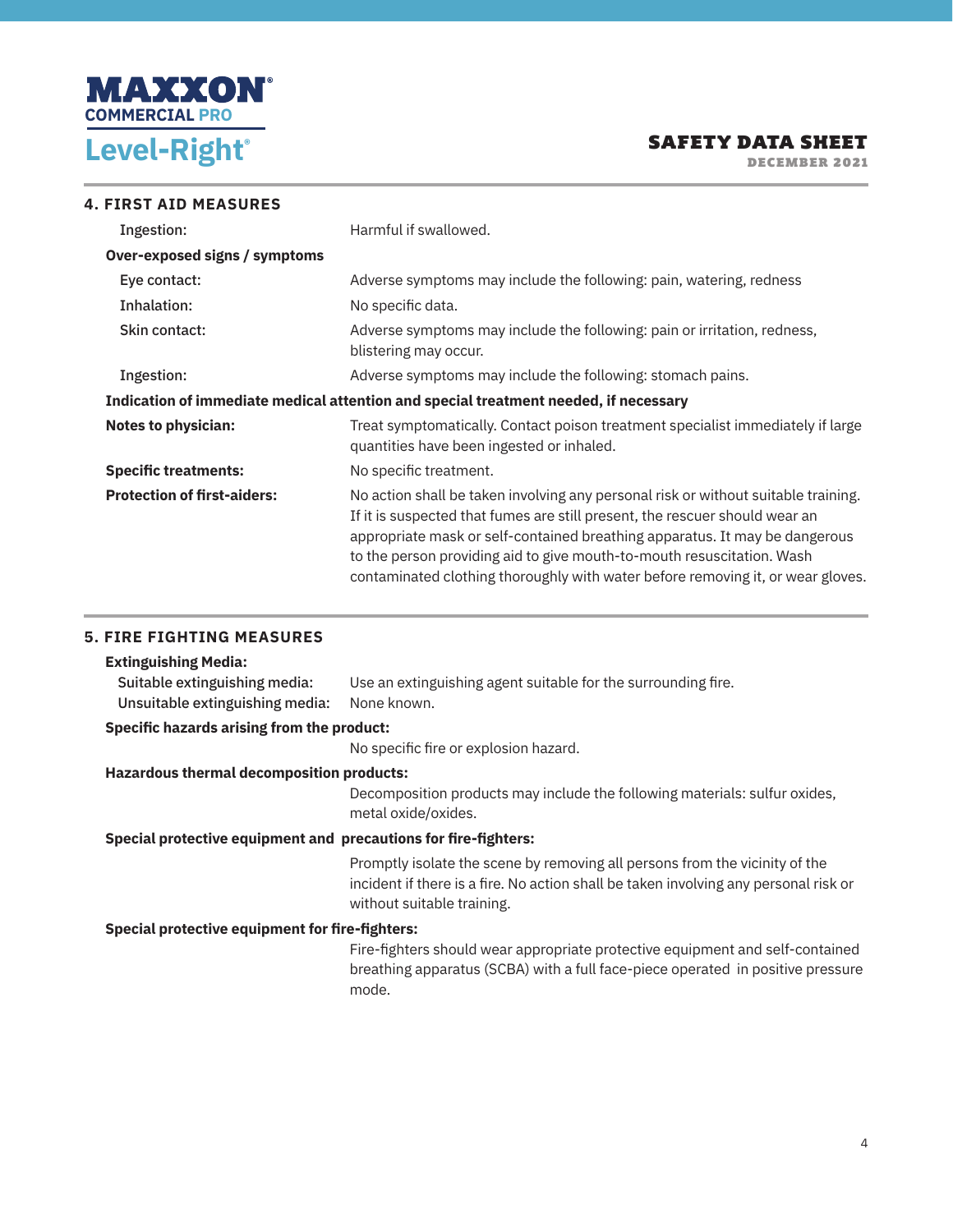## 4. FIRST AID MEASURES

| | |
|---|---|
| Ingestion: | Harmful if swallowed. |
| **Over-exposed signs / symptoms** | |
| Eye contact: | Adverse symptoms may include the following: pain, watering, redness |
| Inhalation: | No specific data. |
| Skin contact: | Adverse symptoms may include the following: pain or irritation, redness, blistering may occur. |
| Ingestion: | Adverse symptoms may include the following: stomach pains. |

**Indication of immediate medical attention and special treatment needed, if necessary**

| | |
|---|---|
| **Notes to physician:** | Treat symptomatically. Contact poison treatment specialist immediately if large quantities have been ingested or inhaled. |
| **Specific treatments:** | No specific treatment. |
| **Protection of first-aiders:** | No action shall be taken involving any personal risk or without suitable training. If it is suspected that fumes are still present, the rescuer should wear an appropriate mask or self-contained breathing apparatus. It may be dangerous to the person providing aid to give mouth-to-mouth resuscitation. Wash contaminated clothing thoroughly with water before removing it, or wear gloves. |

## 5. FIRE FIGHTING MEASURES

**Extinguishing Media:**

| | |
|---|---|
| Suitable extinguishing media: | Use an extinguishing agent suitable for the surrounding fire. |
| Unsuitable extinguishing media: | None known. |

**Specific hazards arising from the product:**

No specific fire or explosion hazard.

**Hazardous thermal decomposition products:**

Decomposition products may include the following materials: sulfur oxides, metal oxide/oxides.

**Special protective equipment and precautions for fire-fighters:**

Promptly isolate the scene by removing all persons from the vicinity of the incident if there is a fire. No action shall be taken involving any personal risk or without suitable training.

**Special protective equipment for fire-fighters:**

Fire-fighters should wear appropriate protective equipment and self-contained breathing apparatus (SCBA) with a full face-piece operated in positive pressure mode.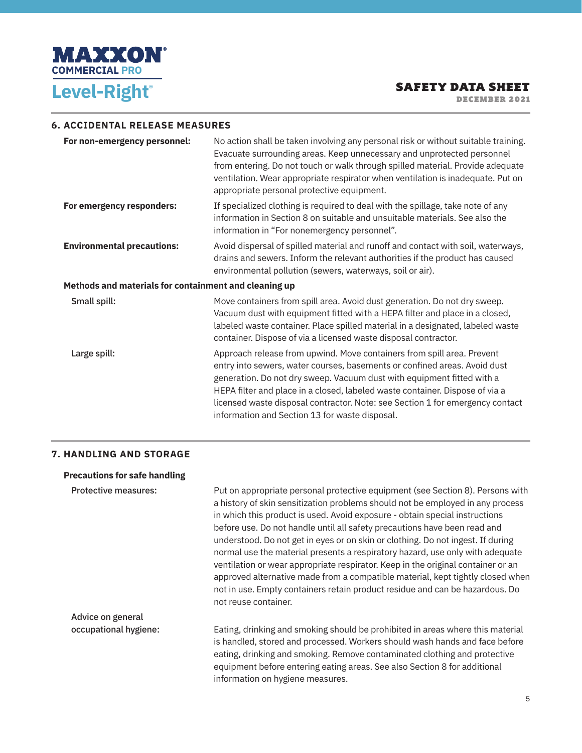## 6. ACCIDENTAL RELEASE MEASURES

**For non-emergency personnel:** No action shall be taken involving any personal risk or without suitable training. Evacuate surrounding areas. Keep unnecessary and unprotected personnel from entering. Do not touch or walk through spilled material. Provide adequate ventilation. Wear appropriate respirator when ventilation is inadequate. Put on appropriate personal protective equipment.

**For emergency responders:** If specialized clothing is required to deal with the spillage, take note of any information in Section 8 on suitable and unsuitable materials. See also the information in "For nonemergency personnel".

**Environmental precautions:** Avoid dispersal of spilled material and runoff and contact with soil, waterways, drains and sewers. Inform the relevant authorities if the product has caused environmental pollution (sewers, waterways, soil or air).

**Methods and materials for containment and cleaning up**

Small spill: Move containers from spill area. Avoid dust generation. Do not dry sweep. Vacuum dust with equipment fitted with a HEPA filter and place in a closed, labeled waste container. Place spilled material in a designated, labeled waste container. Dispose of via a licensed waste disposal contractor.

Large spill: Approach release from upwind. Move containers from spill area. Prevent entry into sewers, water courses, basements or confined areas. Avoid dust generation. Do not dry sweep. Vacuum dust with equipment fitted with a HEPA filter and place in a closed, labeled waste container. Dispose of via a licensed waste disposal contractor. Note: see Section 1 for emergency contact information and Section 13 for waste disposal.

## 7. HANDLING AND STORAGE

**Precautions for safe handling**

Protective measures: Put on appropriate personal protective equipment (see Section 8). Persons with a history of skin sensitization problems should not be employed in any process in which this product is used. Avoid exposure - obtain special instructions before use. Do not handle until all safety precautions have been read and understood. Do not get in eyes or on skin or clothing. Do not ingest. If during normal use the material presents a respiratory hazard, use only with adequate ventilation or wear appropriate respirator. Keep in the original container or an approved alternative made from a compatible material, kept tightly closed when not in use. Empty containers retain product residue and can be hazardous. Do not reuse container.

Advice on general occupational hygiene: Eating, drinking and smoking should be prohibited in areas where this material is handled, stored and processed. Workers should wash hands and face before eating, drinking and smoking. Remove contaminated clothing and protective equipment before entering eating areas. See also Section 8 for additional information on hygiene measures.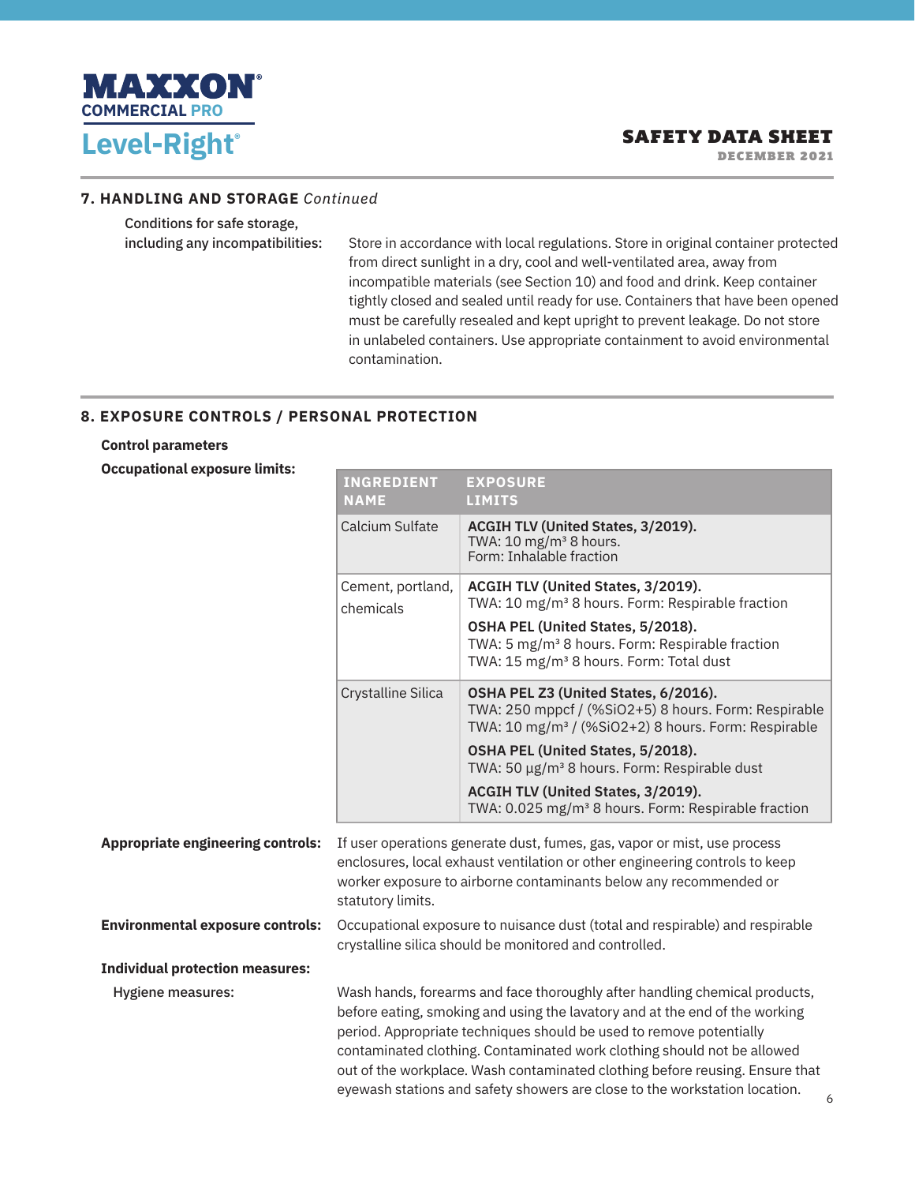## 7. HANDLING AND STORAGE *Continued*

**Conditions for safe storage, including any incompatibilities:** Store in accordance with local regulations. Store in original container protected from direct sunlight in a dry, cool and well-ventilated area, away from incompatible materials (see Section 10) and food and drink. Keep container tightly closed and sealed until ready for use. Containers that have been opened must be carefully resealed and kept upright to prevent leakage. Do not store in unlabeled containers. Use appropriate containment to avoid environmental contamination.

## 8. EXPOSURE CONTROLS / PERSONAL PROTECTION

**Control parameters**

**Occupational exposure limits:**

| INGREDIENT NAME | EXPOSURE LIMITS |
|---|---|
| Calcium Sulfate | **ACGIH TLV (United States, 3/2019).** TWA: 10 mg/m³ 8 hours. Form: Inhalable fraction |
| Cement, portland, chemicals | **ACGIH TLV (United States, 3/2019).** TWA: 10 mg/m³ 8 hours. Form: Respirable fraction<br>**OSHA PEL (United States, 5/2018).** TWA: 5 mg/m³ 8 hours. Form: Respirable fraction TWA: 15 mg/m³ 8 hours. Form: Total dust |
| Crystalline Silica | **OSHA PEL Z3 (United States, 6/2016).** TWA: 250 mppcf / (%SiO2+5) 8 hours. Form: Respirable TWA: 10 mg/m³ / (%SiO2+2) 8 hours. Form: Respirable<br>**OSHA PEL (United States, 5/2018).** TWA: 50 µg/m³ 8 hours. Form: Respirable dust<br>**ACGIH TLV (United States, 3/2019).** TWA: 0.025 mg/m³ 8 hours. Form: Respirable fraction |

**Appropriate engineering controls:** If user operations generate dust, fumes, gas, vapor or mist, use process enclosures, local exhaust ventilation or other engineering controls to keep worker exposure to airborne contaminants below any recommended or statutory limits.

**Environmental exposure controls:** Occupational exposure to nuisance dust (total and respirable) and respirable crystalline silica should be monitored and controlled.

**Individual protection measures:**

**Hygiene measures:** Wash hands, forearms and face thoroughly after handling chemical products, before eating, smoking and using the lavatory and at the end of the working period. Appropriate techniques should be used to remove potentially contaminated clothing. Contaminated work clothing should not be allowed out of the workplace. Wash contaminated clothing before reusing. Ensure that eyewash stations and safety showers are close to the workstation location.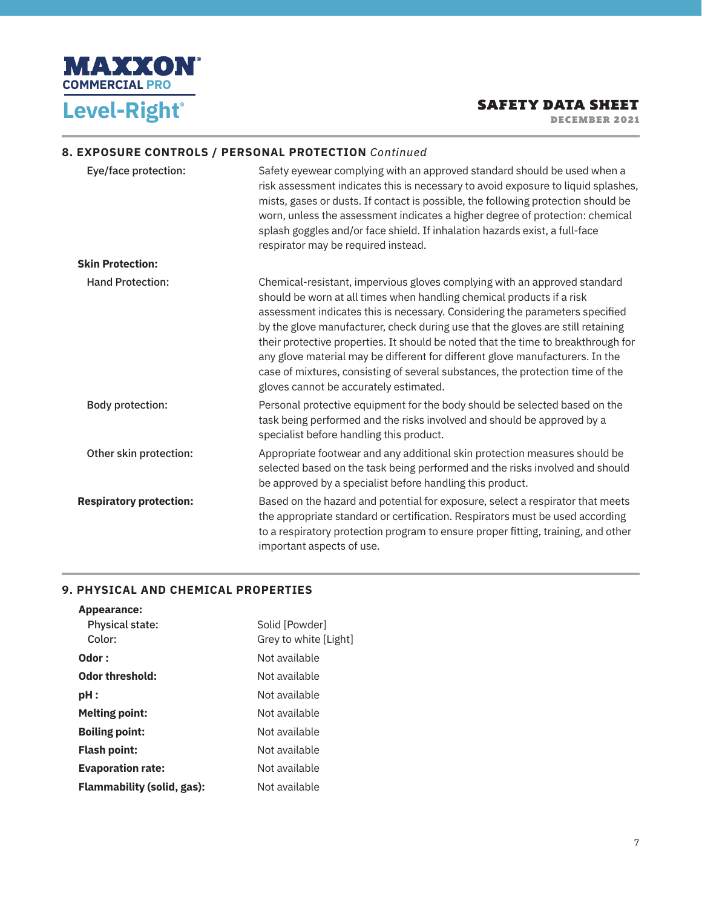## 8. EXPOSURE CONTROLS / PERSONAL PROTECTION *Continued*

**Eye/face protection:** Safety eyewear complying with an approved standard should be used when a risk assessment indicates this is necessary to avoid exposure to liquid splashes, mists, gases or dusts. If contact is possible, the following protection should be worn, unless the assessment indicates a higher degree of protection: chemical splash goggles and/or face shield. If inhalation hazards exist, a full-face respirator may be required instead.

**Skin Protection:**

**Hand Protection:** Chemical-resistant, impervious gloves complying with an approved standard should be worn at all times when handling chemical products if a risk assessment indicates this is necessary. Considering the parameters specified by the glove manufacturer, check during use that the gloves are still retaining their protective properties. It should be noted that the time to breakthrough for any glove material may be different for different glove manufacturers. In the case of mixtures, consisting of several substances, the protection time of the gloves cannot be accurately estimated.

**Body protection:** Personal protective equipment for the body should be selected based on the task being performed and the risks involved and should be approved by a specialist before handling this product.

**Other skin protection:** Appropriate footwear and any additional skin protection measures should be selected based on the task being performed and the risks involved and should be approved by a specialist before handling this product.

**Respiratory protection:** Based on the hazard and potential for exposure, select a respirator that meets the appropriate standard or certification. Respirators must be used according to a respiratory protection program to ensure proper fitting, training, and other important aspects of use.

## 9. PHYSICAL AND CHEMICAL PROPERTIES

**Appearance:**

| | |
|---|---|
| Physical state: | Solid [Powder] |
| Color: | Grey to white [Light] |
| **Odor :** | Not available |
| **Odor threshold:** | Not available |
| **pH :** | Not available |
| **Melting point:** | Not available |
| **Boiling point:** | Not available |
| **Flash point:** | Not available |
| **Evaporation rate:** | Not available |
| **Flammability (solid, gas):** | Not available |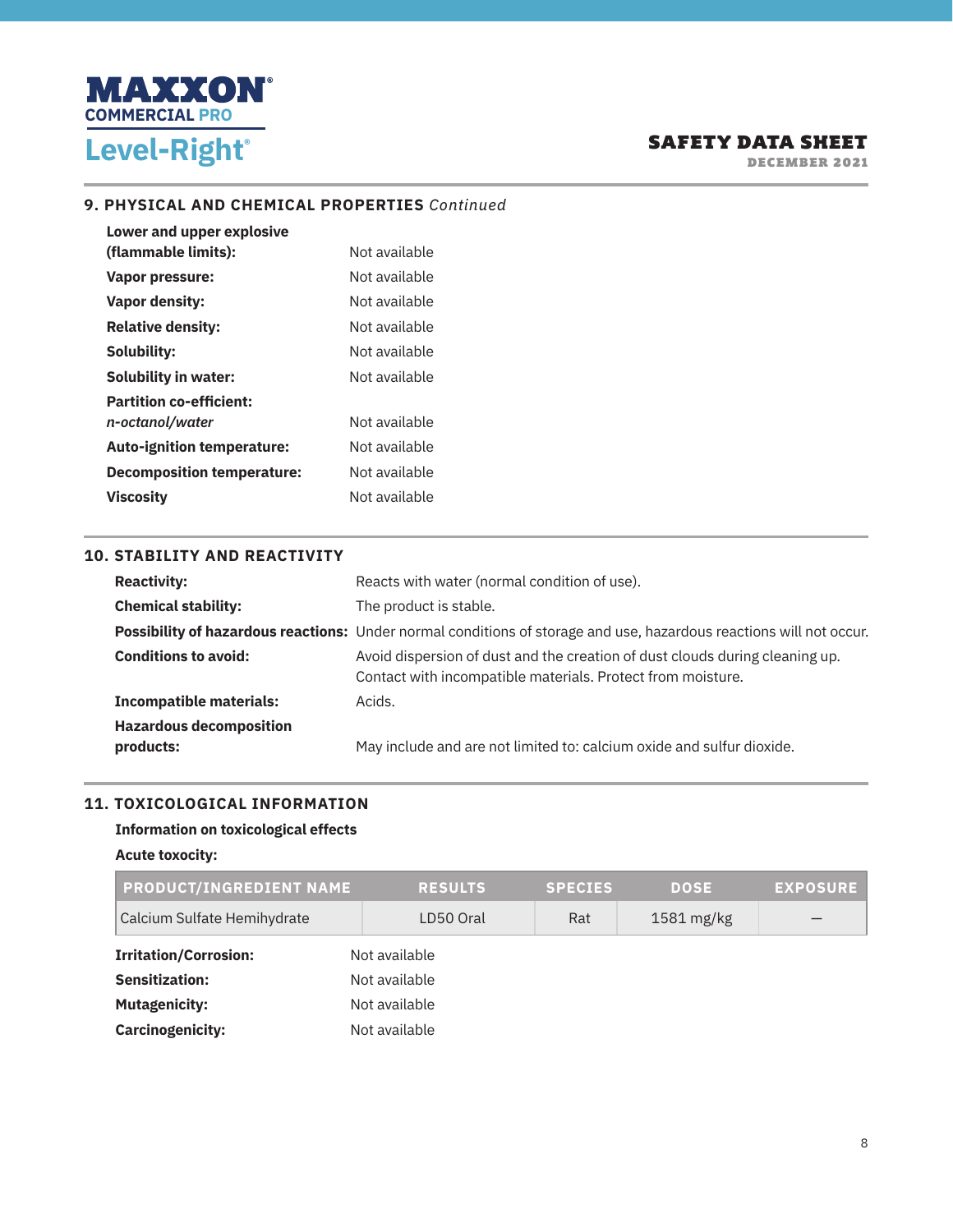## 9. PHYSICAL AND CHEMICAL PROPERTIES *Continued*

**Lower and upper explosive (flammable limits):** Not available

**Vapor pressure:** Not available

**Vapor density:** Not available

**Relative density:** Not available

**Solubility:** Not available

**Solubility in water:** Not available

**Partition co-efficient: *n-octanol/water*** Not available

**Auto-ignition temperature:** Not available

**Decomposition temperature:** Not available

**Viscosity** Not available

## 10. STABILITY AND REACTIVITY

**Reactivity:** Reacts with water (normal condition of use).

**Chemical stability:** The product is stable.

**Possibility of hazardous reactions:** Under normal conditions of storage and use, hazardous reactions will not occur.

**Conditions to avoid:** Avoid dispersion of dust and the creation of dust clouds during cleaning up. Contact with incompatible materials. Protect from moisture.

**Incompatible materials:** Acids.

**Hazardous decomposition products:** May include and are not limited to: calcium oxide and sulfur dioxide.

## 11. TOXICOLOGICAL INFORMATION

**Information on toxicological effects**

**Acute toxocity:**

| PRODUCT/INGREDIENT NAME | RESULTS | SPECIES | DOSE | EXPOSURE |
|---|---|---|---|---|
| Calcium Sulfate Hemihydrate | LD50 Oral | Rat | 1581 mg/kg | — |

**Irritation/Corrosion:** Not available

**Sensitization:** Not available

**Mutagenicity:** Not available

**Carcinogenicity:** Not available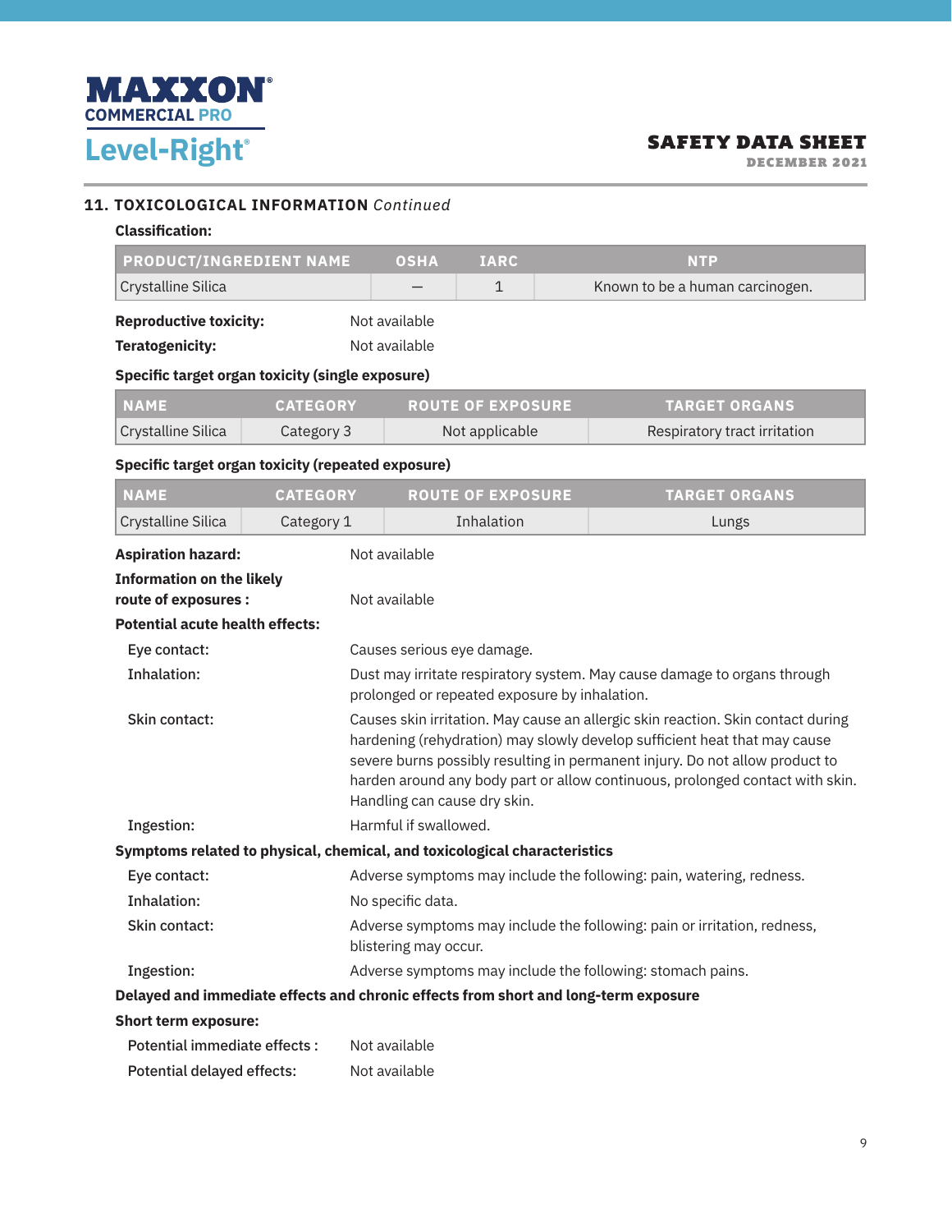## 11. TOXICOLOGICAL INFORMATION *Continued*

**Classification:**

| PRODUCT/INGREDIENT NAME | OSHA | IARC | NTP |
|---|---|---|---|
| Crystalline Silica | – | 1 | Known to be a human carcinogen. |

**Reproductive toxicity:** Not available

**Teratogenicity:** Not available

**Specific target organ toxicity (single exposure)**

| NAME | CATEGORY | ROUTE OF EXPOSURE | TARGET ORGANS |
|---|---|---|---|
| Crystalline Silica | Category 3 | Not applicable | Respiratory tract irritation |

**Specific target organ toxicity (repeated exposure)**

| NAME | CATEGORY | ROUTE OF EXPOSURE | TARGET ORGANS |
|---|---|---|---|
| Crystalline Silica | Category 1 | Inhalation | Lungs |

**Aspiration hazard:** Not available

**Information on the likely route of exposures :** Not available

**Potential acute health effects:**

- Eye contact: Causes serious eye damage.
- Inhalation: Dust may irritate respiratory system. May cause damage to organs through prolonged or repeated exposure by inhalation.
- Skin contact: Causes skin irritation. May cause an allergic skin reaction. Skin contact during hardening (rehydration) may slowly develop sufficient heat that may cause severe burns possibly resulting in permanent injury. Do not allow product to harden around any body part or allow continuous, prolonged contact with skin. Handling can cause dry skin.
- Ingestion: Harmful if swallowed.

**Symptoms related to physical, chemical, and toxicological characteristics**

- Eye contact: Adverse symptoms may include the following: pain, watering, redness.
- Inhalation: No specific data.
- Skin contact: Adverse symptoms may include the following: pain or irritation, redness, blistering may occur.
- Ingestion: Adverse symptoms may include the following: stomach pains.

**Delayed and immediate effects and chronic effects from short and long-term exposure**

**Short term exposure:**

- Potential immediate effects : Not available
- Potential delayed effects: Not available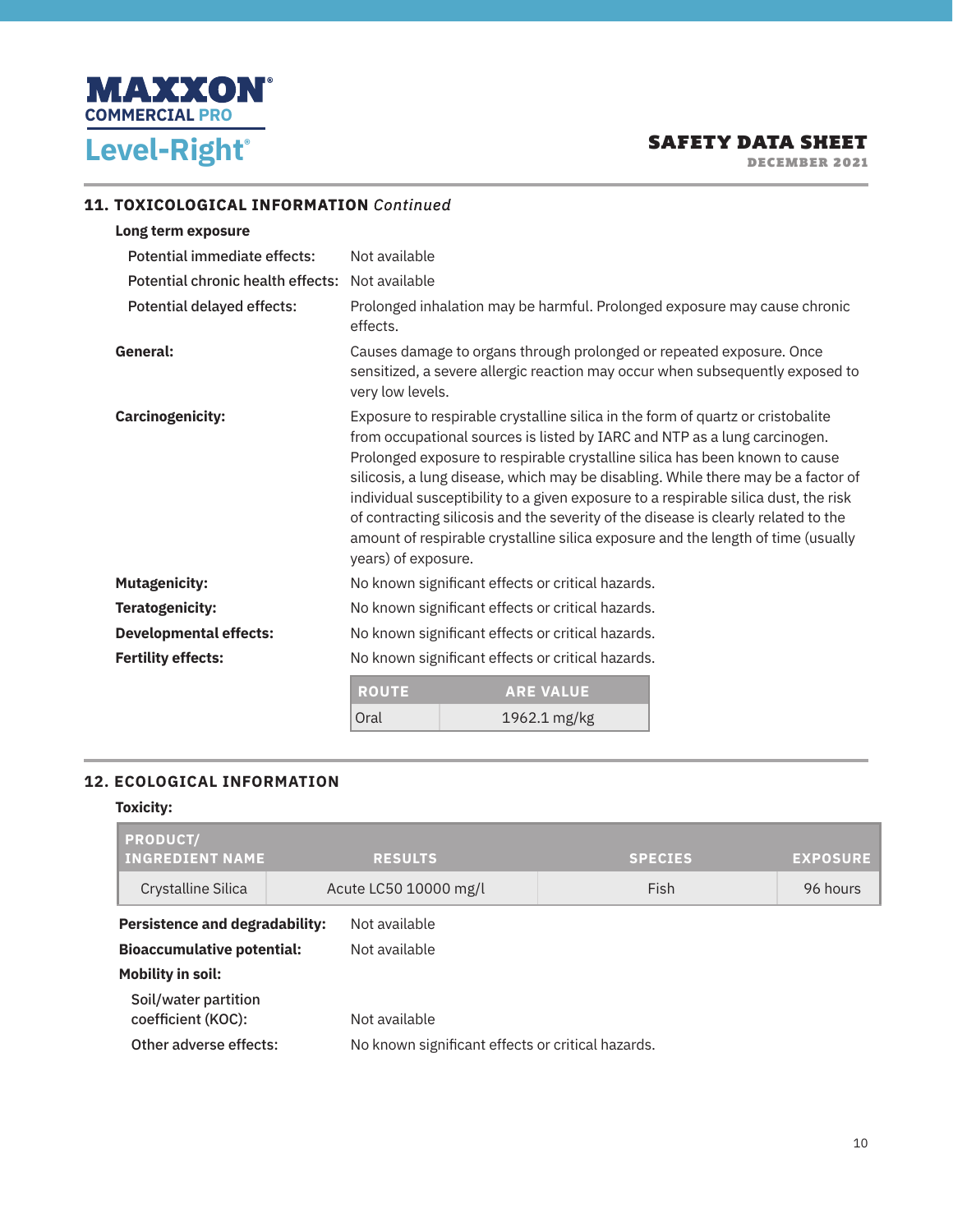## 11. TOXICOLOGICAL INFORMATION *Continued*

**Long term exposure**

Potential immediate effects: Not available

Potential chronic health effects: Not available

Potential delayed effects: Prolonged inhalation may be harmful. Prolonged exposure may cause chronic effects.

**General:** Causes damage to organs through prolonged or repeated exposure. Once sensitized, a severe allergic reaction may occur when subsequently exposed to very low levels.

**Carcinogenicity:** Exposure to respirable crystalline silica in the form of quartz or cristobalite from occupational sources is listed by IARC and NTP as a lung carcinogen. Prolonged exposure to respirable crystalline silica has been known to cause silicosis, a lung disease, which may be disabling. While there may be a factor of individual susceptibility to a given exposure to a respirable silica dust, the risk of contracting silicosis and the severity of the disease is clearly related to the amount of respirable crystalline silica exposure and the length of time (usually years) of exposure.

**Mutagenicity:** No known significant effects or critical hazards.

**Teratogenicity:** No known significant effects or critical hazards.

**Developmental effects:** No known significant effects or critical hazards.

**Fertility effects:** No known significant effects or critical hazards.

| ROUTE | ARE VALUE |
|---|---|
| Oral | 1962.1 mg/kg |

## 12. ECOLOGICAL INFORMATION

**Toxicity:**

| PRODUCT/ INGREDIENT NAME | RESULTS | SPECIES | EXPOSURE |
|---|---|---|---|
| Crystalline Silica | Acute LC50 10000 mg/l | Fish | 96 hours |

**Persistence and degradability:** Not available

**Bioaccumulative potential:** Not available

**Mobility in soil:**

Soil/water partition coefficient (KOC): Not available

Other adverse effects: No known significant effects or critical hazards.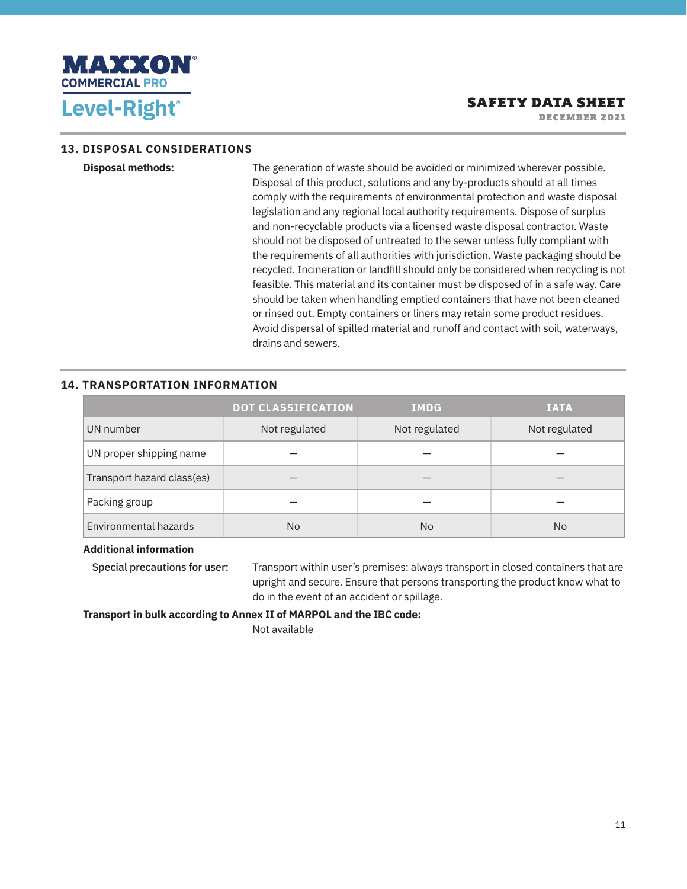## 13. DISPOSAL CONSIDERATIONS

**Disposal methods:** The generation of waste should be avoided or minimized wherever possible. Disposal of this product, solutions and any by-products should at all times comply with the requirements of environmental protection and waste disposal legislation and any regional local authority requirements. Dispose of surplus and non-recyclable products via a licensed waste disposal contractor. Waste should not be disposed of untreated to the sewer unless fully compliant with the requirements of all authorities with jurisdiction. Waste packaging should be recycled. Incineration or landfill should only be considered when recycling is not feasible. This material and its container must be disposed of in a safe way. Care should be taken when handling emptied containers that have not been cleaned or rinsed out. Empty containers or liners may retain some product residues. Avoid dispersal of spilled material and runoff and contact with soil, waterways, drains and sewers.

## 14. TRANSPORTATION INFORMATION

| | DOT CLASSIFICATION | IMDG | IATA |
|---|---|---|---|
| UN number | Not regulated | Not regulated | Not regulated |
| UN proper shipping name | – | – | – |
| Transport hazard class(es) | – | – | – |
| Packing group | – | – | – |
| Environmental hazards | No | No | No |

**Additional information**

**Special precautions for user:** Transport within user's premises: always transport in closed containers that are upright and secure. Ensure that persons transporting the product know what to do in the event of an accident or spillage.

**Transport in bulk according to Annex II of MARPOL and the IBC code:**

Not available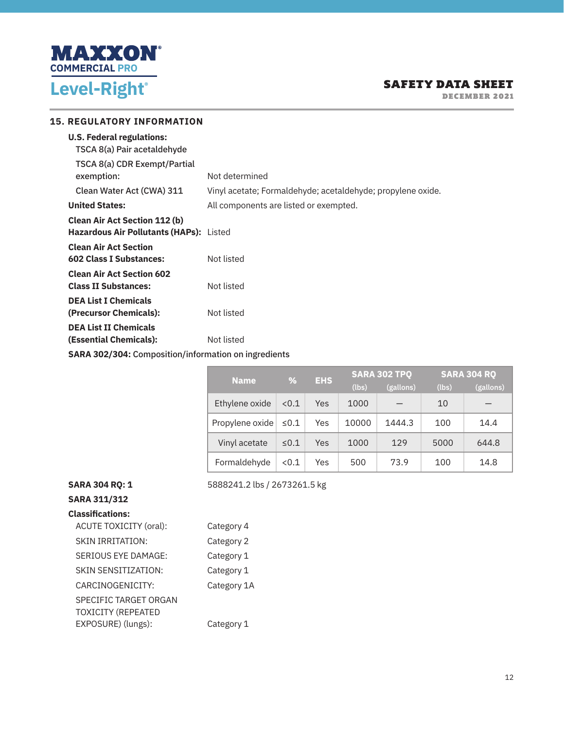## 15. REGULATORY INFORMATION

**U.S. Federal regulations:**

TSCA 8(a) Pair acetaldehyde

TSCA 8(a) CDR Exempt/Partial exemption: Not determined

Clean Water Act (CWA) 311: Vinyl acetate; Formaldehyde; acetaldehyde; propylene oxide.

**United States:** All components are listed or exempted.

**Clean Air Act Section 112 (b) Hazardous Air Pollutants (HAPs):** Listed

**Clean Air Act Section 602 Class I Substances:** Not listed

**Clean Air Act Section 602 Class II Substances:** Not listed

**DEA List I Chemicals (Precursor Chemicals):** Not listed

**DEA List II Chemicals (Essential Chemicals):** Not listed

**SARA 302/304:** Composition/information on ingredients

| Name | % | EHS | SARA 302 TPQ (lbs) | SARA 302 TPQ (gallons) | SARA 304 RQ (lbs) | SARA 304 RQ (gallons) |
|---|---|---|---|---|---|---|
| Ethylene oxide | <0.1 | Yes | 1000 | — | 10 | — |
| Propylene oxide | ≤0.1 | Yes | 10000 | 1444.3 | 100 | 14.4 |
| Vinyl acetate | ≤0.1 | Yes | 1000 | 129 | 5000 | 644.8 |
| Formaldehyde | <0.1 | Yes | 500 | 73.9 | 100 | 14.8 |

**SARA 304 RQ: 1** 5888241.2 lbs / 2673261.5 kg

**SARA 311/312**

**Classifications:**

ACUTE TOXICITY (oral): Category 4

SKIN IRRITATION: Category 2

SERIOUS EYE DAMAGE: Category 1

SKIN SENSITIZATION: Category 1

CARCINOGENICITY: Category 1A

SPECIFIC TARGET ORGAN TOXICITY (REPEATED EXPOSURE) (lungs): Category 1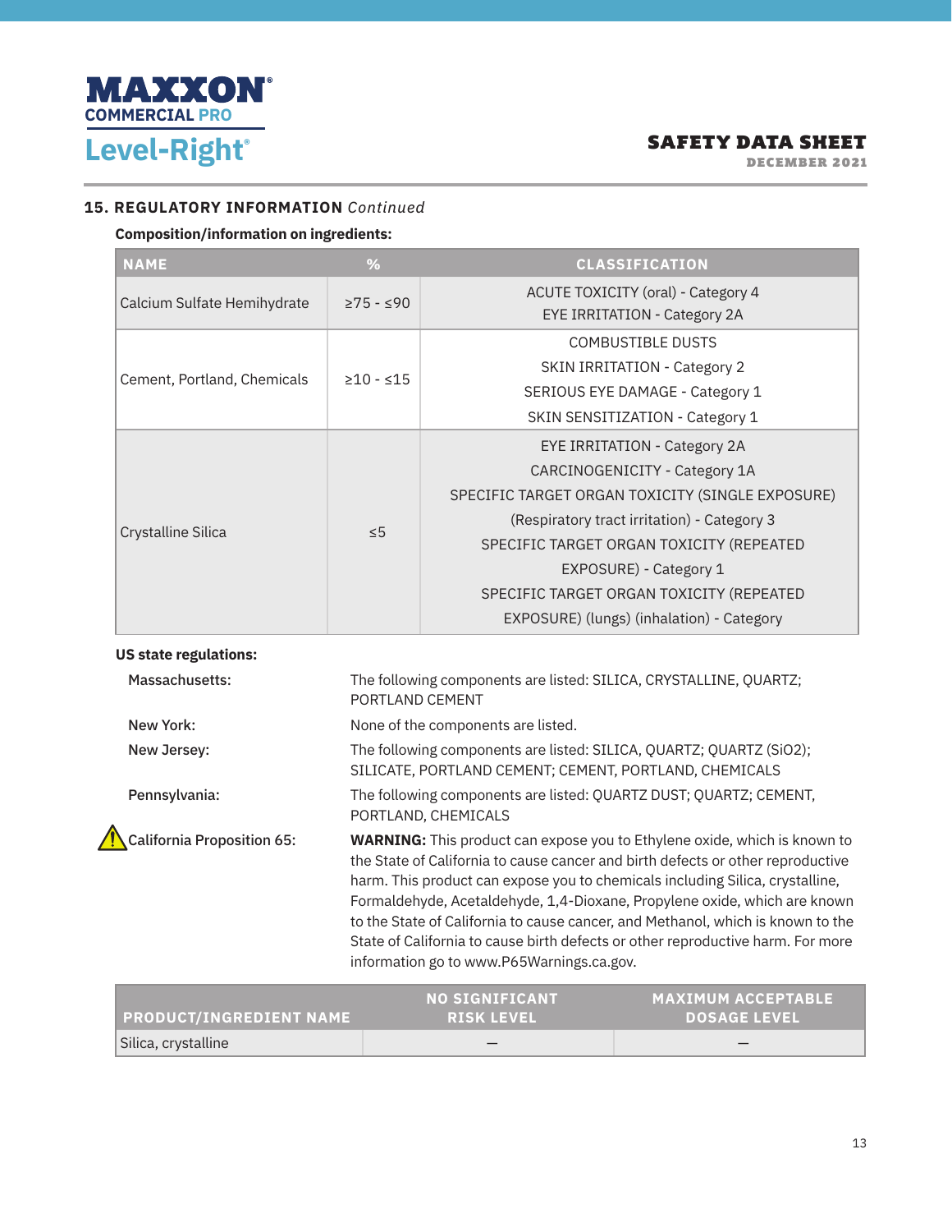## 15. REGULATORY INFORMATION *Continued*

**Composition/information on ingredients:**

| NAME | % | CLASSIFICATION |
|---|---|---|
| Calcium Sulfate Hemihydrate | ≥75 - ≤90 | ACUTE TOXICITY (oral) - Category 4<br>EYE IRRITATION - Category 2A |
| Cement, Portland, Chemicals | ≥10 - ≤15 | COMBUSTIBLE DUSTS<br>SKIN IRRITATION - Category 2<br>SERIOUS EYE DAMAGE - Category 1<br>SKIN SENSITIZATION - Category 1 |
| Crystalline Silica | ≤5 | EYE IRRITATION - Category 2A<br>CARCINOGENICITY - Category 1A<br>SPECIFIC TARGET ORGAN TOXICITY (SINGLE EXPOSURE) (Respiratory tract irritation) - Category 3<br>SPECIFIC TARGET ORGAN TOXICITY (REPEATED EXPOSURE) - Category 1<br>SPECIFIC TARGET ORGAN TOXICITY (REPEATED EXPOSURE) (lungs) (inhalation) - Category |

**US state regulations:**

**Massachusetts:** The following components are listed: SILICA, CRYSTALLINE, QUARTZ; PORTLAND CEMENT

**New York:** None of the components are listed.

**New Jersey:** The following components are listed: SILICA, QUARTZ; QUARTZ (SiO2); SILICATE, PORTLAND CEMENT; CEMENT, PORTLAND, CHEMICALS

**Pennsylvania:** The following components are listed: QUARTZ DUST; QUARTZ; CEMENT, PORTLAND, CHEMICALS

**California Proposition 65:** **WARNING:** This product can expose you to Ethylene oxide, which is known to the State of California to cause cancer and birth defects or other reproductive harm. This product can expose you to chemicals including Silica, crystalline, Formaldehyde, Acetaldehyde, 1,4-Dioxane, Propylene oxide, which are known to the State of California to cause cancer, and Methanol, which is known to the State of California to cause birth defects or other reproductive harm. For more information go to www.P65Warnings.ca.gov.

| PRODUCT/INGREDIENT NAME | NO SIGNIFICANT RISK LEVEL | MAXIMUM ACCEPTABLE DOSAGE LEVEL |
|---|---|---|
| Silica, crystalline | – | – |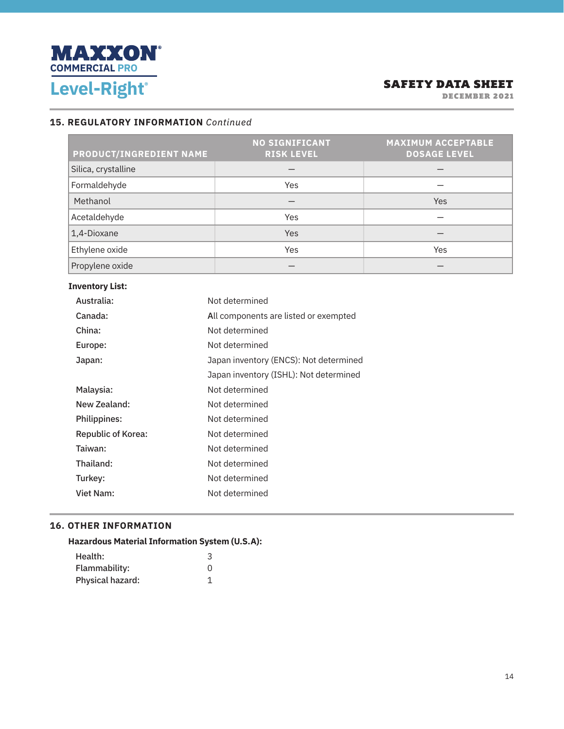## 15. REGULATORY INFORMATION *Continued*

| PRODUCT/INGREDIENT NAME | NO SIGNIFICANT RISK LEVEL | MAXIMUM ACCEPTABLE DOSAGE LEVEL |
|---|---|---|
| Silica, crystalline | — | — |
| Formaldehyde | Yes | — |
| Methanol | — | Yes |
| Acetaldehyde | Yes | — |
| 1,4-Dioxane | Yes | — |
| Ethylene oxide | Yes | Yes |
| Propylene oxide | — | — |

**Inventory List:**

| | |
|---|---|
| **Australia:** | Not determined |
| **Canada:** | All components are listed or exempted |
| **China:** | Not determined |
| **Europe:** | Not determined |
| **Japan:** | Japan inventory (ENCS): Not determined<br>Japan inventory (ISHL): Not determined |
| **Malaysia:** | Not determined |
| **New Zealand:** | Not determined |
| **Philippines:** | Not determined |
| **Republic of Korea:** | Not determined |
| **Taiwan:** | Not determined |
| **Thailand:** | Not determined |
| **Turkey:** | Not determined |
| **Viet Nam:** | Not determined |

## 16. OTHER INFORMATION

**Hazardous Material Information System (U.S.A):**

| | |
|---|---|
| Health: | 3 |
| Flammability: | 0 |
| Physical hazard: | 1 |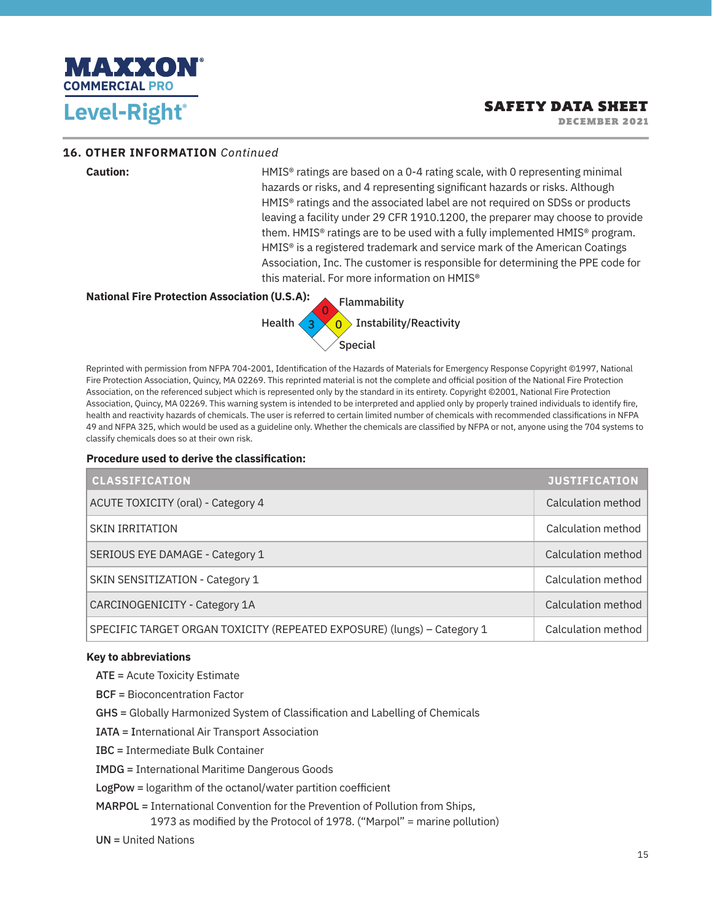## 16. OTHER INFORMATION *Continued*

**Caution:** HMIS® ratings are based on a 0-4 rating scale, with 0 representing minimal hazards or risks, and 4 representing significant hazards or risks. Although HMIS® ratings and the associated label are not required on SDSs or products leaving a facility under 29 CFR 1910.1200, the preparer may choose to provide them. HMIS® ratings are to be used with a fully implemented HMIS® program. HMIS® is a registered trademark and service mark of the American Coatings Association, Inc. The customer is responsible for determining the PPE code for this material. For more information on HMIS®

**National Fire Protection Association (U.S.A):**

- Flammability: 0
- Health: 3
- Instability/Reactivity: 0
- Special:

Reprinted with permission from NFPA 704-2001, Identification of the Hazards of Materials for Emergency Response Copyright ©1997, National Fire Protection Association, Quincy, MA 02269. This reprinted material is not the complete and official position of the National Fire Protection Association, on the referenced subject which is represented only by the standard in its entirety. Copyright ©2001, National Fire Protection Association, Quincy, MA 02269. This warning system is intended to be interpreted and applied only by properly trained individuals to identify fire, health and reactivity hazards of chemicals. The user is referred to certain limited number of chemicals with recommended classifications in NFPA 49 and NFPA 325, which would be used as a guideline only. Whether the chemicals are classified by NFPA or not, anyone using the 704 systems to classify chemicals does so at their own risk.

**Procedure used to derive the classification:**

| CLASSIFICATION | JUSTIFICATION |
|---|---|
| ACUTE TOXICITY (oral) - Category 4 | Calculation method |
| SKIN IRRITATION | Calculation method |
| SERIOUS EYE DAMAGE - Category 1 | Calculation method |
| SKIN SENSITIZATION - Category 1 | Calculation method |
| CARCINOGENICITY - Category 1A | Calculation method |
| SPECIFIC TARGET ORGAN TOXICITY (REPEATED EXPOSURE) (lungs) – Category 1 | Calculation method |

**Key to abbreviations**

**ATE** = Acute Toxicity Estimate

**BCF** = Bioconcentration Factor

**GHS** = Globally Harmonized System of Classification and Labelling of Chemicals

**IATA** = International Air Transport Association

**IBC** = Intermediate Bulk Container

**IMDG** = International Maritime Dangerous Goods

**LogPow** = logarithm of the octanol/water partition coefficient

**MARPOL** = International Convention for the Prevention of Pollution from Ships, 1973 as modified by the Protocol of 1978. ("Marpol" = marine pollution)

**UN** = United Nations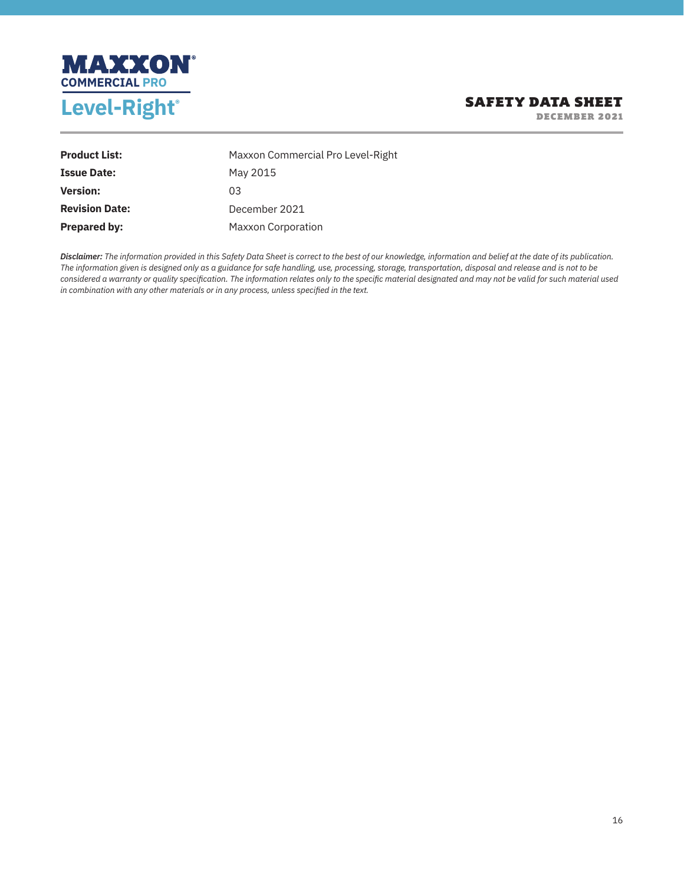# MAXXON

**COMMERCIAL PRO**

## Level-Right®

## SAFETY DATA SHEET

DECEMBER 2021

| | |
|---|---|
| **Product List:** | Maxxon Commercial Pro Level-Right |
| **Issue Date:** | May 2015 |
| **Version:** | 03 |
| **Revision Date:** | December 2021 |
| **Prepared by:** | Maxxon Corporation |

***Disclaimer:*** *The information provided in this Safety Data Sheet is correct to the best of our knowledge, information and belief at the date of its publication. The information given is designed only as a guidance for safe handling, use, processing, storage, transportation, disposal and release and is not to be considered a warranty or quality specification. The information relates only to the specific material designated and may not be valid for such material used in combination with any other materials or in any process, unless specified in the text.*